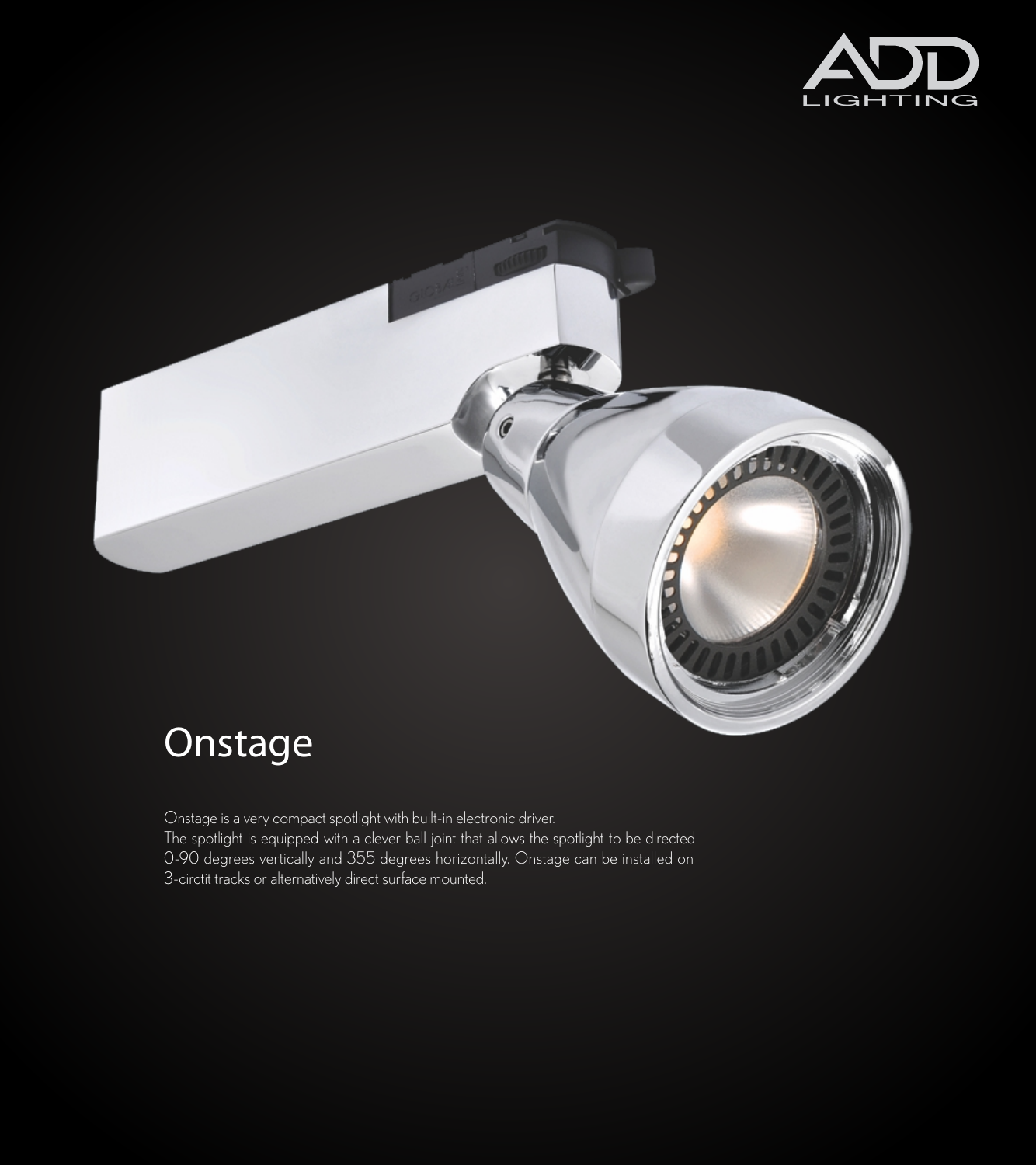# Onstage

Onstage is a very compact spotlight with built-in electronic driver.
The spotlight is equipped with a clever ball joint that allows the spotlight to be directed 0-90 degrees vertically and 355 degrees horizontally. Onstage can be installed on 3-circtit tracks or alternatively direct surface mounted.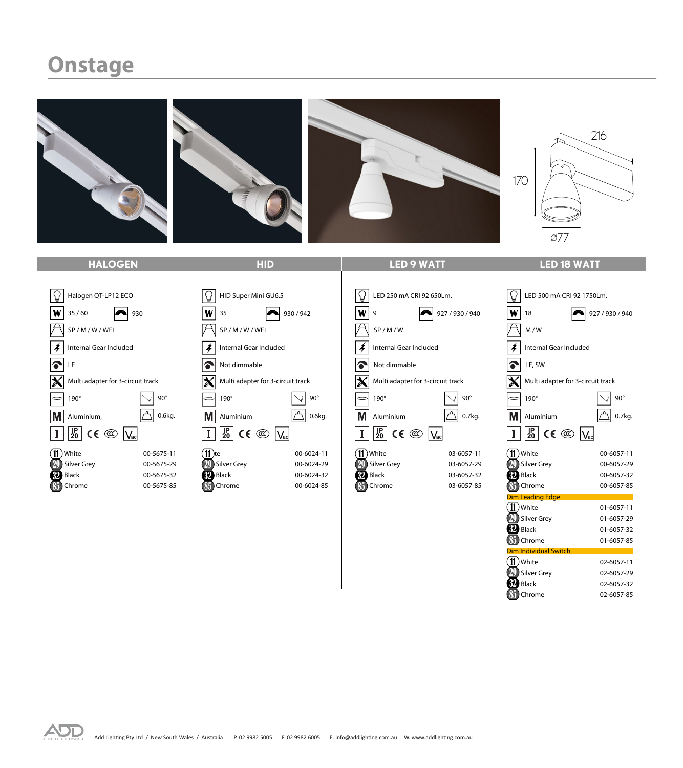# Onstage

216

170

⌀77

| HALOGEN | HID | LED 9 WATT | LED 18 WATT |
|---|---|---|---|
| Halogen QT-LP12 ECO | HID Super Mini GU6.5 | LED 250 mA CRI 92 650Lm. | LED 500 mA CRI 92 1750Lm. |
| 35 / 60 — 930 | 35 — 930 / 942 | 9 — 927 / 930 / 940 | 18 — 927 / 930 / 940 |
| SP / M / W / WFL | SP / M / W / WFL | SP / M / W | M / W |
| Internal Gear Included | Internal Gear Included | Internal Gear Included | Internal Gear Included |
| LE | Not dimmable | Not dimmable | LE, SW |
| Multi adapter for 3-circuit track | Multi adapter for 3-circuit track | Multi adapter for 3-circuit track | Multi adapter for 3-circuit track |
| 190° — 90° | 190° — 90° | 190° — 90° | 190° — 90° |
| Aluminium, — 0.6kg. | Aluminium — 0.6kg. | Aluminium — 0.7kg. | Aluminium — 0.7kg. |
| I IP20 CE Vac | I IP20 CE Vac | I IP20 CE Vac | I IP20 CE Vac |

**HALOGEN**

| Colour | Code |
|---|---|
| 11 White | 00-5675-11 |
| 29 Silver Grey | 00-5675-29 |
| 32 Black | 00-5675-32 |
| 85 Chrome | 00-5675-85 |

**HID**

| Colour | Code |
|---|---|
| 11 te | 00-6024-11 |
| 29 Silver Grey | 00-6024-29 |
| 32 Black | 00-6024-32 |
| 85 Chrome | 00-6024-85 |

**LED 9 WATT**

| Colour | Code |
|---|---|
| 11 White | 03-6057-11 |
| 29 Silver Grey | 03-6057-29 |
| 32 Black | 03-6057-32 |
| 85 Chrome | 03-6057-85 |

**LED 18 WATT**

| Colour | Code |
|---|---|
| 11 White | 00-6057-11 |
| 29 Silver Grey | 00-6057-29 |
| 32 Black | 00-6057-32 |
| 85 Chrome | 00-6057-85 |
| **Dim Leading Edge** | |
| 11 White | 01-6057-11 |
| 29 Silver Grey | 01-6057-29 |
| 32 Black | 01-6057-32 |
| 85 Chrome | 01-6057-85 |
| **Dim Individual Switch** | |
| 11 White | 02-6057-11 |
| 29 Silver Grey | 02-6057-29 |
| 32 Black | 02-6057-32 |
| 85 Chrome | 02-6057-85 |

ADD LIGHTING — Add Lighting Pty Ltd / New South Wales / Australia P. 02 9982 5005 F. 02 9982 6005 E. info@addlighting.com.au W. www.addlighting.com.au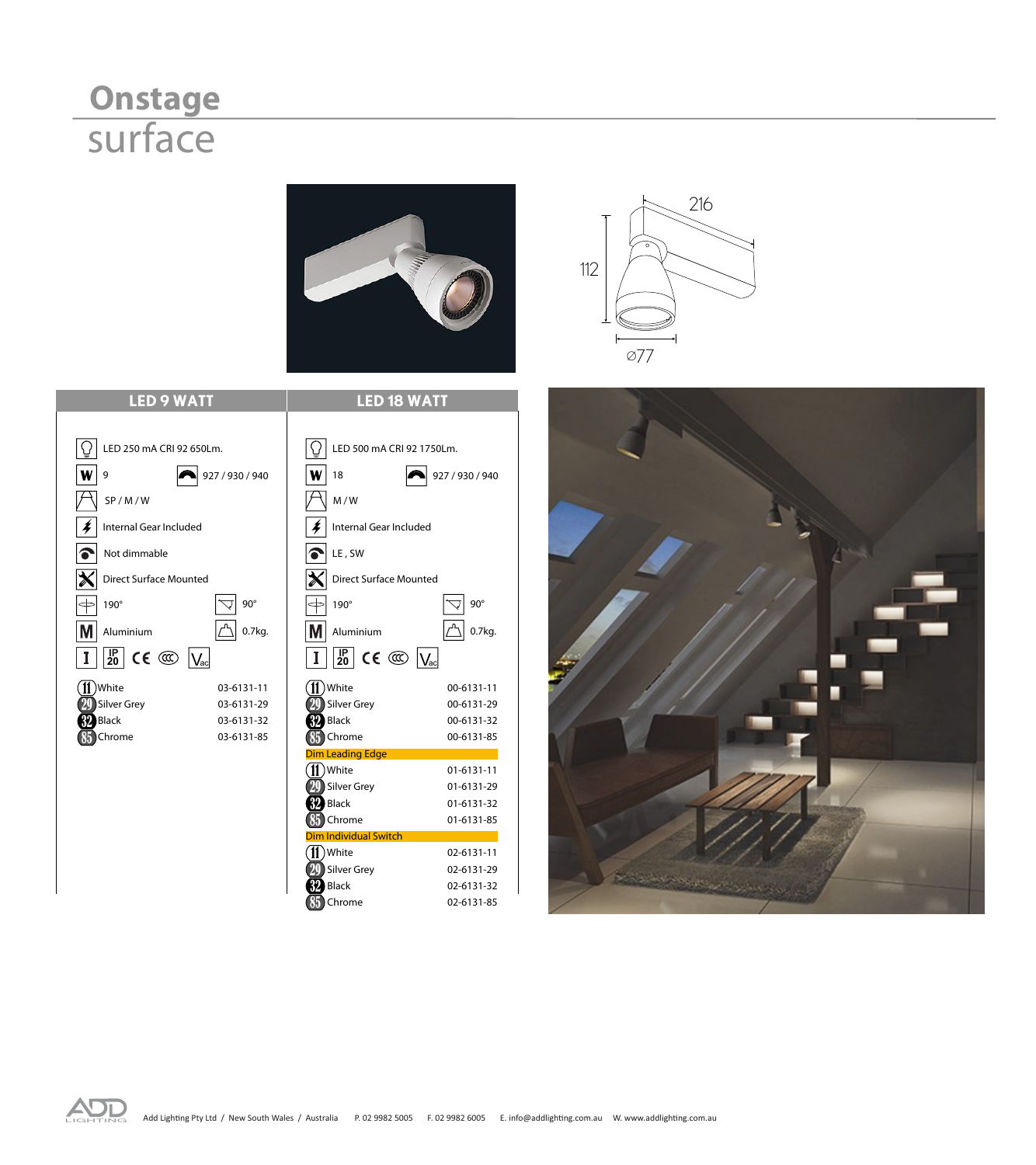# Onstage
## surface

216

112

Ø77

| LED 9 WATT | | LED 18 WATT | |
|---|---|---|---|
| LED 250 mA CRI 92 650Lm. | | LED 500 mA CRI 92 1750Lm. | |
| 9 | 927 / 930 / 940 | 18 | 927 / 930 / 940 |
| SP / M / W | | M / W | |
| Internal Gear Included | | Internal Gear Included | |
| Not dimmable | | LE , SW | |
| Direct Surface Mounted | | Direct Surface Mounted | |
| 190° | 90° | 190° | 90° |
| Aluminium | 0.7kg. | Aluminium | 0.7kg. |
| I IP20 CE Vac | | I IP20 CE Vac | |
| 11 White | 03-6131-11 | 11 White | 00-6131-11 |
| 29 Silver Grey | 03-6131-29 | 29 Silver Grey | 00-6131-29 |
| 32 Black | 03-6131-32 | 32 Black | 00-6131-32 |
| 85 Chrome | 03-6131-85 | 85 Chrome | 00-6131-85 |
| | | **Dim Leading Edge** | |
| | | 11 White | 01-6131-11 |
| | | 29 Silver Grey | 01-6131-29 |
| | | 32 Black | 01-6131-32 |
| | | 85 Chrome | 01-6131-85 |
| | | **Dim Individual Switch** | |
| | | 11 White | 02-6131-11 |
| | | 29 Silver Grey | 02-6131-29 |
| | | 32 Black | 02-6131-32 |
| | | 85 Chrome | 02-6131-85 |

Add Lighting Pty Ltd / New South Wales / Australia P. 02 9982 5005 F. 02 9982 6005 E. info@addlighting.com.au W. www.addlighting.com.au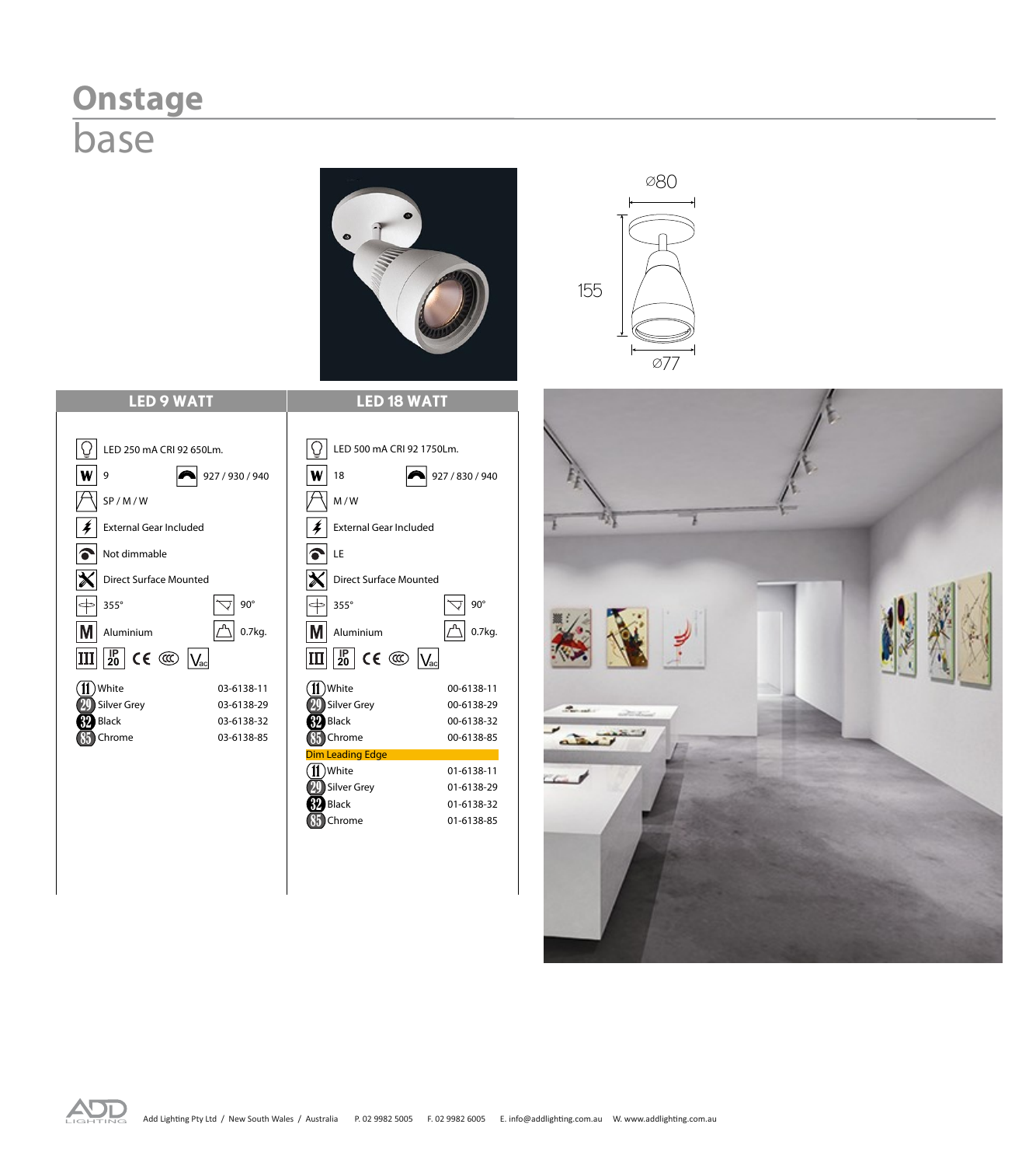# Onstage

## base

Ø80

155

Ø77

| LED 9 WATT | | LED 18 WATT | |
|---|---|---|---|
| LED 250 mA CRI 92 650Lm. | | LED 500 mA CRI 92 1750Lm. | |
| 9 | 927 / 930 / 940 | 18 | 927 / 830 / 940 |
| SP / M / W | | M / W | |
| External Gear Included | | External Gear Included | |
| Not dimmable | | LE | |
| Direct Surface Mounted | | Direct Surface Mounted | |
| 355° | 90° | 355° | 90° |
| Aluminium | 0.7kg. | Aluminium | 0.7kg. |
| III, IP 20, CE, Vac | | III, IP 20, CE, Vac | |
| 11 White | 03-6138-11 | 11 White | 00-6138-11 |
| 29 Silver Grey | 03-6138-29 | 29 Silver Grey | 00-6138-29 |
| 32 Black | 03-6138-32 | 32 Black | 00-6138-32 |
| 85 Chrome | 03-6138-85 | 85 Chrome | 00-6138-85 |
| | | **Dim Leading Edge** | |
| | | 11 White | 01-6138-11 |
| | | 29 Silver Grey | 01-6138-29 |
| | | 32 Black | 01-6138-32 |
| | | 85 Chrome | 01-6138-85 |

Add Lighting Pty Ltd / New South Wales / Australia P. 02 9982 5005 F. 02 9982 6005 E. info@addlighting.com.au W. www.addlighting.com.au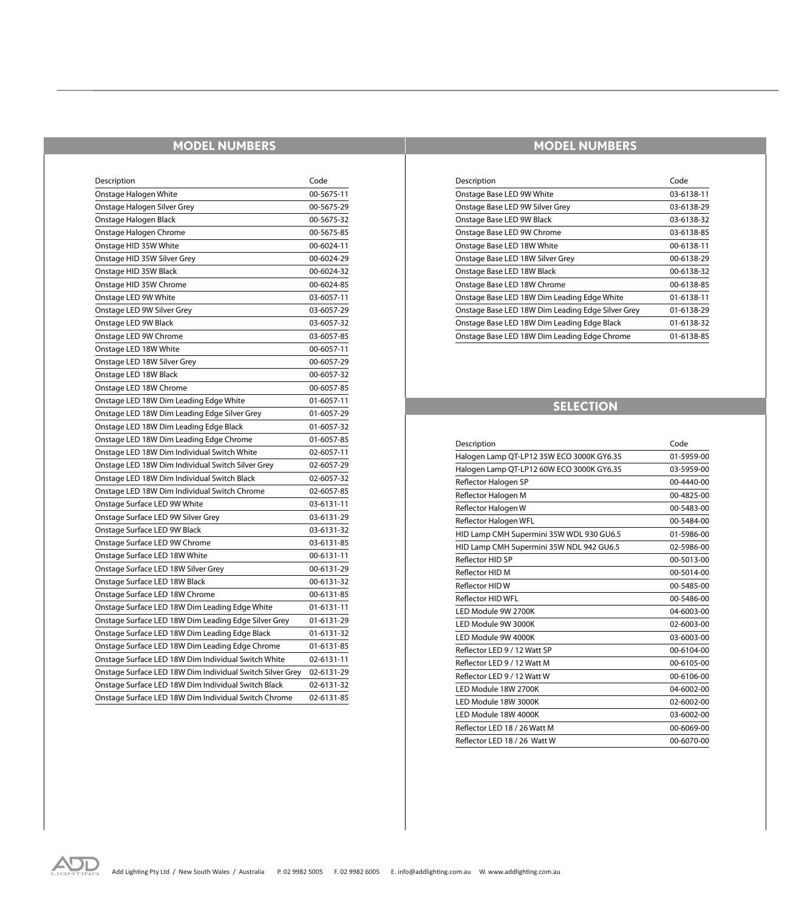## MODEL NUMBERS

| Description | Code |
|---|---|
| Onstage Halogen White | 00-5675-11 |
| Onstage Halogen Silver Grey | 00-5675-29 |
| Onstage Halogen Black | 00-5675-32 |
| Onstage Halogen Chrome | 00-5675-85 |
| Onstage HID 35W White | 00-6024-11 |
| Onstage HID 35W Silver Grey | 00-6024-29 |
| Onstage HID 35W Black | 00-6024-32 |
| Onstage HID 35W Chrome | 00-6024-85 |
| Onstage LED 9W White | 03-6057-11 |
| Onstage LED 9W Silver Grey | 03-6057-29 |
| Onstage LED 9W Black | 03-6057-32 |
| Onstage LED 9W Chrome | 03-6057-85 |
| Onstage LED 18W White | 00-6057-11 |
| Onstage LED 18W Silver Grey | 00-6057-29 |
| Onstage LED 18W Black | 00-6057-32 |
| Onstage LED 18W Chrome | 00-6057-85 |
| Onstage LED 18W Dim Leading Edge White | 01-6057-11 |
| Onstage LED 18W Dim Leading Edge Silver Grey | 01-6057-29 |
| Onstage LED 18W Dim Leading Edge Black | 01-6057-32 |
| Onstage LED 18W Dim Leading Edge Chrome | 01-6057-85 |
| Onstage LED 18W Dim Individual Switch White | 02-6057-11 |
| Onstage LED 18W Dim Individual Switch Silver Grey | 02-6057-29 |
| Onstage LED 18W Dim Individual Switch Black | 02-6057-32 |
| Onstage LED 18W Dim Individual Switch Chrome | 02-6057-85 |
| Onstage Surface LED 9W White | 03-6131-11 |
| Onstage Surface LED 9W Silver Grey | 03-6131-29 |
| Onstage Surface LED 9W Black | 03-6131-32 |
| Onstage Surface LED 9W Chrome | 03-6131-85 |
| Onstage Surface LED 18W White | 00-6131-11 |
| Onstage Surface LED 18W Silver Grey | 00-6131-29 |
| Onstage Surface LED 18W Black | 00-6131-32 |
| Onstage Surface LED 18W Chrome | 00-6131-85 |
| Onstage Surface LED 18W Dim Leading Edge White | 01-6131-11 |
| Onstage Surface LED 18W Dim Leading Edge Silver Grey | 01-6131-29 |
| Onstage Surface LED 18W Dim Leading Edge Black | 01-6131-32 |
| Onstage Surface LED 18W Dim Leading Edge Chrome | 01-6131-85 |
| Onstage Surface LED 18W Dim Individual Switch White | 02-6131-11 |
| Onstage Surface LED 18W Dim Individual Switch Silver Grey | 02-6131-29 |
| Onstage Surface LED 18W Dim Individual Switch Black | 02-6131-32 |
| Onstage Surface LED 18W Dim Individual Switch Chrome | 02-6131-85 |

## MODEL NUMBERS

| Description | Code |
|---|---|
| Onstage Base LED 9W White | 03-6138-11 |
| Onstage Base LED 9W Silver Grey | 03-6138-29 |
| Onstage Base LED 9W Black | 03-6138-32 |
| Onstage Base LED 9W Chrome | 03-6138-85 |
| Onstage Base LED 18W White | 00-6138-11 |
| Onstage Base LED 18W Silver Grey | 00-6138-29 |
| Onstage Base LED 18W Black | 00-6138-32 |
| Onstage Base LED 18W Chrome | 00-6138-85 |
| Onstage Base LED 18W Dim Leading Edge White | 01-6138-11 |
| Onstage Base LED 18W Dim Leading Edge Silver Grey | 01-6138-29 |
| Onstage Base LED 18W Dim Leading Edge Black | 01-6138-32 |
| Onstage Base LED 18W Dim Leading Edge Chrome | 01-6138-85 |

## SELECTION

| Description | Code |
|---|---|
| Halogen Lamp QT-LP12 35W ECO 3000K GY6.35 | 01-5959-00 |
| Halogen Lamp QT-LP12 60W ECO 3000K GY6.35 | 03-5959-00 |
| Reflector Halogen SP | 00-4440-00 |
| Reflector Halogen M | 00-4825-00 |
| Reflector Halogen W | 00-5483-00 |
| Reflector Halogen WFL | 00-5484-00 |
| HID Lamp CMH Supermini 35W WDL 930 GU6.5 | 01-5986-00 |
| HID Lamp CMH Supermini 35W NDL 942 GU6.5 | 02-5986-00 |
| Reflector HID SP | 00-5013-00 |
| Reflector HID M | 00-5014-00 |
| Reflector HID W | 00-5485-00 |
| Reflector HID WFL | 00-5486-00 |
| LED Module 9W 2700K | 04-6003-00 |
| LED Module 9W 3000K | 02-6003-00 |
| LED Module 9W 4000K | 03-6003-00 |
| Reflector LED 9 / 12 Watt SP | 00-6104-00 |
| Reflector LED 9 / 12 Watt M | 00-6105-00 |
| Reflector LED 9 / 12 Watt W | 00-6106-00 |
| LED Module 18W 2700K | 04-6002-00 |
| LED Module 18W 3000K | 02-6002-00 |
| LED Module 18W 4000K | 03-6002-00 |
| Reflector LED 18 / 26 Watt M | 00-6069-00 |
| Reflector LED 18 / 26 Watt W | 00-6070-00 |

Add Lighting Pty Ltd / New South Wales / Australia P. 02 9982 5005 F. 02 9982 6005 E. info@addlighting.com.au W. www.addlighting.com.au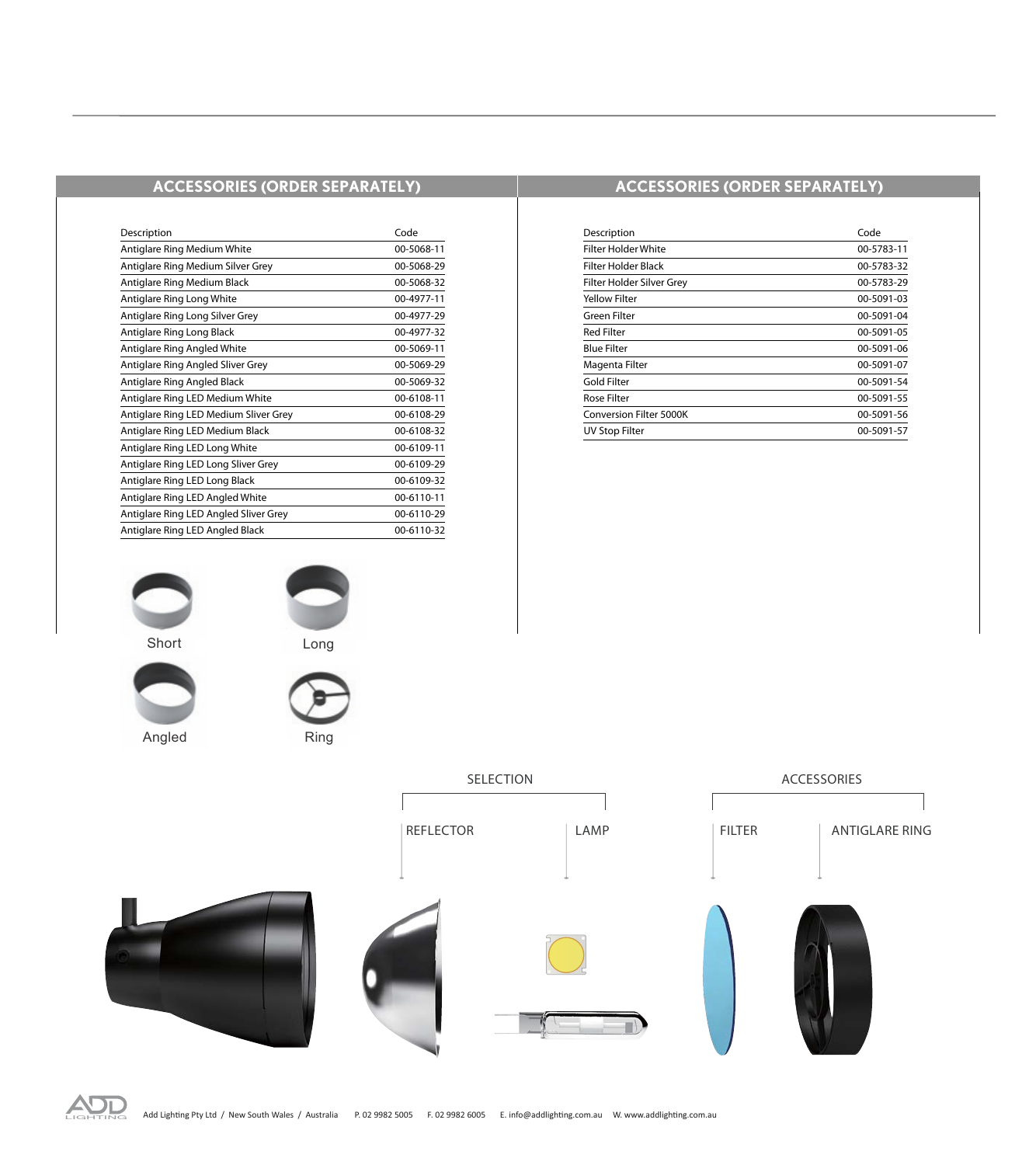## ACCESSORIES (ORDER SEPARATELY)

| Description | Code |
|---|---|
| Antiglare Ring Medium White | 00-5068-11 |
| Antiglare Ring Medium Silver Grey | 00-5068-29 |
| Antiglare Ring Medium Black | 00-5068-32 |
| Antiglare Ring Long White | 00-4977-11 |
| Antiglare Ring Long Silver Grey | 00-4977-29 |
| Antiglare Ring Long Black | 00-4977-32 |
| Antiglare Ring Angled White | 00-5069-11 |
| Antiglare Ring Angled Sliver Grey | 00-5069-29 |
| Antiglare Ring Angled Black | 00-5069-32 |
| Antiglare Ring LED Medium White | 00-6108-11 |
| Antiglare Ring LED Medium Sliver Grey | 00-6108-29 |
| Antiglare Ring LED Medium Black | 00-6108-32 |
| Antiglare Ring LED Long White | 00-6109-11 |
| Antiglare Ring LED Long Sliver Grey | 00-6109-29 |
| Antiglare Ring LED Long Black | 00-6109-32 |
| Antiglare Ring LED Angled White | 00-6110-11 |
| Antiglare Ring LED Angled Sliver Grey | 00-6110-29 |
| Antiglare Ring LED Angled Black | 00-6110-32 |

Short

Long

Angled

Ring

## ACCESSORIES (ORDER SEPARATELY)

| Description | Code |
|---|---|
| Filter Holder White | 00-5783-11 |
| Filter Holder Black | 00-5783-32 |
| Filter Holder Silver Grey | 00-5783-29 |
| Yellow Filter | 00-5091-03 |
| Green Filter | 00-5091-04 |
| Red Filter | 00-5091-05 |
| Blue Filter | 00-5091-06 |
| Magenta Filter | 00-5091-07 |
| Gold Filter | 00-5091-54 |
| Rose Filter | 00-5091-55 |
| Conversion Filter 5000K | 00-5091-56 |
| UV Stop Filter | 00-5091-57 |

SELECTION

REFLECTOR

LAMP

ACCESSORIES

FILTER

ANTIGLARE RING

Add Lighting Pty Ltd / New South Wales / Australia P. 02 9982 5005 F. 02 9982 6005 E. info@addlighting.com.au W. www.addlighting.com.au